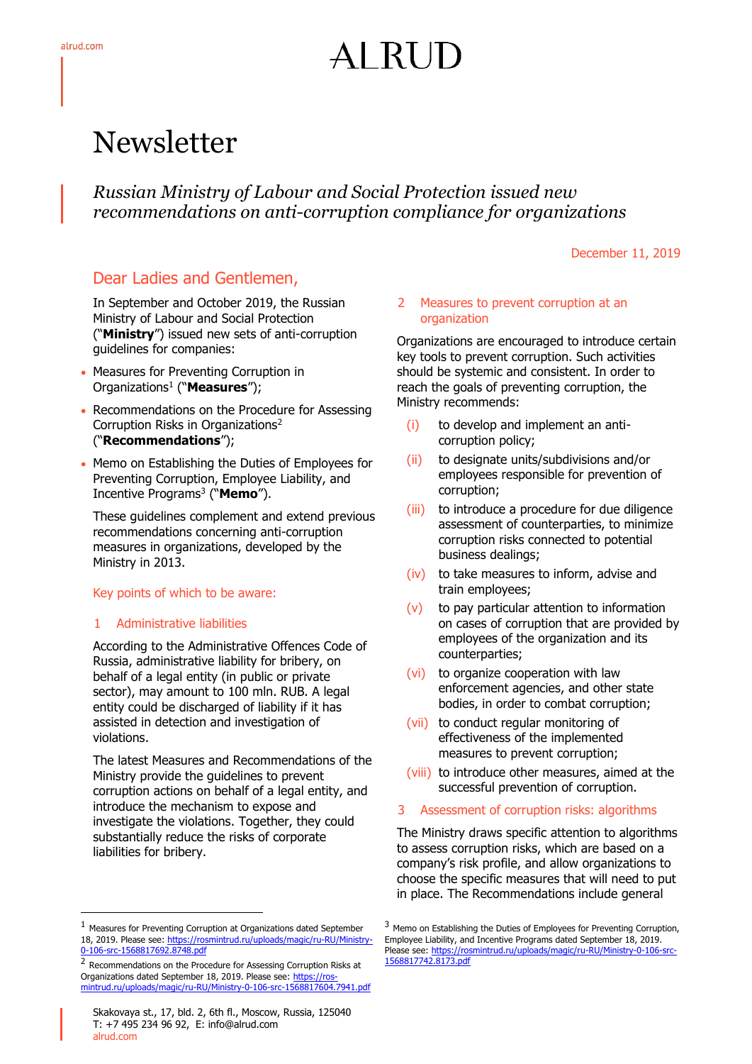# Newsletter

*Russian Ministry of Labour and Social Protection issued new recommendations on anti-corruption compliance for organizations*

December 11, 2019

## Dear Ladies and Gentlemen,

In September and October 2019, the Russian Ministry of Labour and Social Protection ("**Ministry**") issued new sets of anti-corruption guidelines for companies:

- Measures for Preventing Corruption in Organizations[1] ("**Measures**");
- Recommendations on the Procedure for Assessing Corruption Risks in Organizations[2] ("**Recommendations**");
- Memo on Establishing the Duties of Employees for Preventing Corruption, Employee Liability, and Incentive Programs[3] ("**Memo**").

These guidelines complement and extend previous recommendations concerning anti-corruption measures in organizations, developed by the Ministry in 2013.

### Key points of which to be aware:

### 1 Administrative liabilities

According to the Administrative Offences Code of Russia, administrative liability for bribery, on behalf of a legal entity (in public or private sector), may amount to 100 mln. RUB. A legal entity could be discharged of liability if it has assisted in detection and investigation of violations.

The latest Measures and Recommendations of the Ministry provide the guidelines to prevent corruption actions on behalf of a legal entity, and introduce the mechanism to expose and investigate the violations. Together, they could substantially reduce the risks of corporate liabilities for bribery.

### 2 Measures to prevent corruption at an organization

Organizations are encouraged to introduce certain key tools to prevent corruption. Such activities should be systemic and consistent. In order to reach the goals of preventing corruption, the Ministry recommends:

(i) to develop and implement an anti-corruption policy;

(ii) to designate units/subdivisions and/or employees responsible for prevention of corruption;

(iii) to introduce a procedure for due diligence assessment of counterparties, to minimize corruption risks connected to potential business dealings;

(iv) to take measures to inform, advise and train employees;

(v) to pay particular attention to information on cases of corruption that are provided by employees of the organization and its counterparties;

(vi) to organize cooperation with law enforcement agencies, and other state bodies, in order to combat corruption;

(vii) to conduct regular monitoring of effectiveness of the implemented measures to prevent corruption;

(viii) to introduce other measures, aimed at the successful prevention of corruption.

### 3 Assessment of corruption risks: algorithms

The Ministry draws specific attention to algorithms to assess corruption risks, which are based on a company's risk profile, and allow organizations to choose the specific measures that will need to put in place. The Recommendations include general

---

[1] Measures for Preventing Corruption at Organizations dated September 18, 2019. Please see: https://rosmintrud.ru/uploads/magic/ru-RU/Ministry-0-106-src-1568817692.8748.pdf

[2] Recommendations on the Procedure for Assessing Corruption Risks at Organizations dated September 18, 2019. Please see: https://ros-mintrud.ru/uploads/magic/ru-RU/Ministry-0-106-src-1568817604.7941.pdf

[3] Memo on Establishing the Duties of Employees for Preventing Corruption, Employee Liability, and Incentive Programs dated September 18, 2019. Please see: https://rosmintrud.ru/uploads/magic/ru-RU/Ministry-0-106-src-1568817742.8173.pdf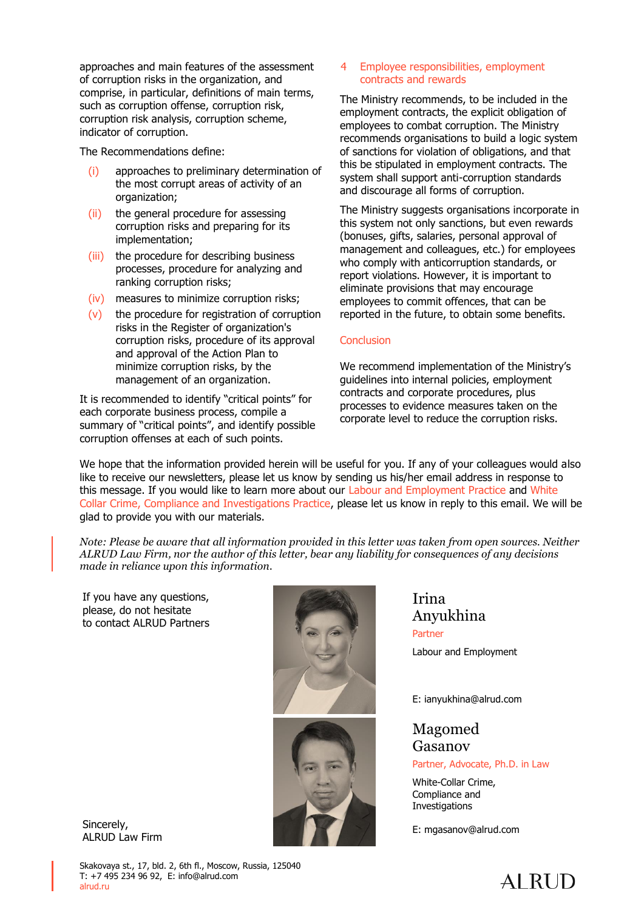approaches and main features of the assessment of corruption risks in the organization, and comprise, in particular, definitions of main terms, such as corruption offense, corruption risk, corruption risk analysis, corruption scheme, indicator of corruption.

The Recommendations define:

- (i) approaches to preliminary determination of the most corrupt areas of activity of an organization;
- (ii) the general procedure for assessing corruption risks and preparing for its implementation;
- (iii) the procedure for describing business processes, procedure for analyzing and ranking corruption risks;
- (iv) measures to minimize corruption risks;
- (v) the procedure for registration of corruption risks in the Register of organization's corruption risks, procedure of its approval and approval of the Action Plan to minimize corruption risks, by the management of an organization.

It is recommended to identify "critical points" for each corporate business process, compile a summary of "critical points", and identify possible corruption offenses at each of such points.

## 4 Employee responsibilities, employment contracts and rewards

The Ministry recommends, to be included in the employment contracts, the explicit obligation of employees to combat corruption. The Ministry recommends organisations to build a logic system of sanctions for violation of obligations, and that this be stipulated in employment contracts. The system shall support anti-corruption standards and discourage all forms of corruption.

The Ministry suggests organisations incorporate in this system not only sanctions, but even rewards (bonuses, gifts, salaries, personal approval of management and colleagues, etc.) for employees who comply with anticorruption standards, or report violations. However, it is important to eliminate provisions that may encourage employees to commit offences, that can be reported in the future, to obtain some benefits.

## Conclusion

We recommend implementation of the Ministry's guidelines into internal policies, employment contracts and corporate procedures, plus processes to evidence measures taken on the corporate level to reduce the corruption risks.

We hope that the information provided herein will be useful for you. If any of your colleagues would also like to receive our newsletters, please let us know by sending us his/her email address in response to this message. If you would like to learn more about our Labour and Employment Practice and White Collar Crime, Compliance and Investigations Practice, please let us know in reply to this email. We will be glad to provide you with our materials.

*Note: Please be aware that all information provided in this letter was taken from open sources. Neither ALRUD Law Firm, nor the author of this letter, bear any liability for consequences of any decisions made in reliance upon this information.*

If you have any questions, please, do not hesitate to contact ALRUD Partners

**Irina Anyukhina**
Partner
Labour and Employment

E: ianyukhina@alrud.com

**Magomed Gasanov**
Partner, Advocate, Ph.D. in Law
White-Collar Crime, Compliance and Investigations

E: mgasanov@alrud.com

Sincerely,
ALRUD Law Firm

Skakovaya st., 17, bld. 2, 6th fl., Moscow, Russia, 125040
T: +7 495 234 96 92, E: info@alrud.com
alrud.ru

ALRUD